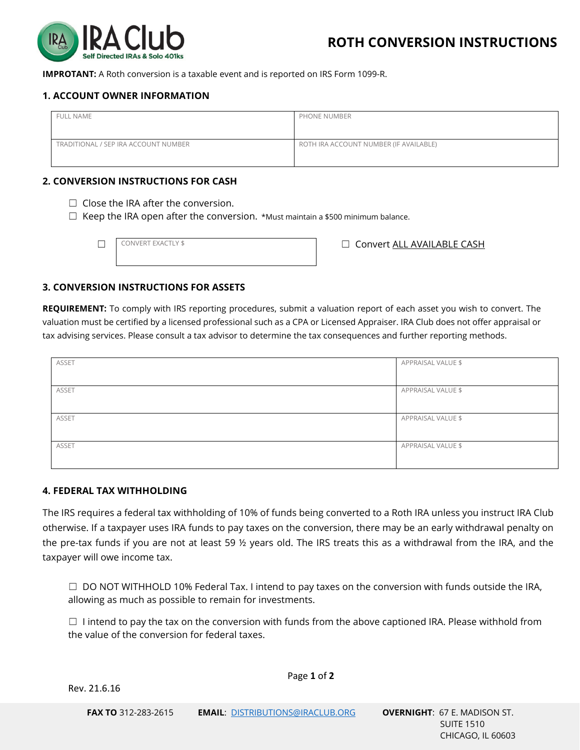# ROTH CONVERSION INSTRUCTIONS

**IMPROTANT:** A Roth conversion is a taxable event and is reported on IRS Form 1099-R.

## 1. ACCOUNT OWNER INFORMATION

| FULL NAME | PHONE NUMBER |
|---|---|
| TRADITIONAL / SEP IRA ACCOUNT NUMBER | ROTH IRA ACCOUNT NUMBER (IF AVAILABLE) |

## 2. CONVERSION INSTRUCTIONS FOR CASH

☐ Close the IRA after the conversion.

☐ Keep the IRA open after the conversion. *Must maintain a $500 minimum balance.

☐ CONVERT EXACTLY $ ______ ☐ Convert ALL AVAILABLE CASH

## 3. CONVERSION INSTRUCTIONS FOR ASSETS

**REQUIREMENT:** To comply with IRS reporting procedures, submit a valuation report of each asset you wish to convert. The valuation must be certified by a licensed professional such as a CPA or Licensed Appraiser. IRA Club does not offer appraisal or tax advising services. Please consult a tax advisor to determine the tax consequences and further reporting methods.

| ASSET | APPRAISAL VALUE $ |
|---|---|
| ASSET | APPRAISAL VALUE $ |
| ASSET | APPRAISAL VALUE $ |
| ASSET | APPRAISAL VALUE $ |

## 4. FEDERAL TAX WITHHOLDING

The IRS requires a federal tax withholding of 10% of funds being converted to a Roth IRA unless you instruct IRA Club otherwise. If a taxpayer uses IRA funds to pay taxes on the conversion, there may be an early withdrawal penalty on the pre-tax funds if you are not at least 59 ½ years old. The IRS treats this as a withdrawal from the IRA, and the taxpayer will owe income tax.

☐ DO NOT WITHHOLD 10% Federal Tax. I intend to pay taxes on the conversion with funds outside the IRA, allowing as much as possible to remain for investments.

☐ I intend to pay the tax on the conversion with funds from the above captioned IRA. Please withhold from the value of the conversion for federal taxes.

Rev. 21.6.16

**FAX TO** 312-283-2615 **EMAIL**: DISTRIBUTIONS@IRACLUB.ORG **OVERNIGHT**: 67 E. MADISON ST. SUITE 1510 CHICAGO, IL 60603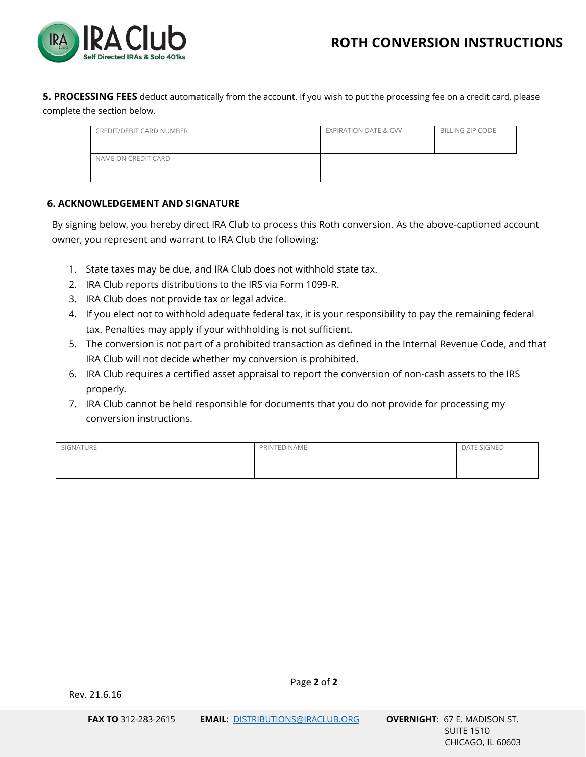**5. PROCESSING FEES** deduct automatically from the account. If you wish to put the processing fee on a credit card, please complete the section below.

| | | |
|---|---|---|
| CREDIT/DEBIT CARD NUMBER | EXPIRATION DATE & CVV | BILLING ZIP CODE |
| NAME ON CREDIT CARD | | |

**6. ACKNOWLEDGEMENT AND SIGNATURE**

By signing below, you hereby direct IRA Club to process this Roth conversion. As the above-captioned account owner, you represent and warrant to IRA Club the following:

1. State taxes may be due, and IRA Club does not withhold state tax.
2. IRA Club reports distributions to the IRS via Form 1099-R.
3. IRA Club does not provide tax or legal advice.
4. If you elect not to withhold adequate federal tax, it is your responsibility to pay the remaining federal tax. Penalties may apply if your withholding is not sufficient.
5. The conversion is not part of a prohibited transaction as defined in the Internal Revenue Code, and that IRA Club will not decide whether my conversion is prohibited.
6. IRA Club requires a certified asset appraisal to report the conversion of non-cash assets to the IRS properly.
7. IRA Club cannot be held responsible for documents that you do not provide for processing my conversion instructions.

| | | |
|---|---|---|
| SIGNATURE | PRINTED NAME | DATE SIGNED |

Rev. 21.6.16

**FAX TO** 312-283-2615 **EMAIL**: DISTRIBUTIONS@IRACLUB.ORG **OVERNIGHT**: 67 E. MADISON ST. SUITE 1510 CHICAGO, IL 60603